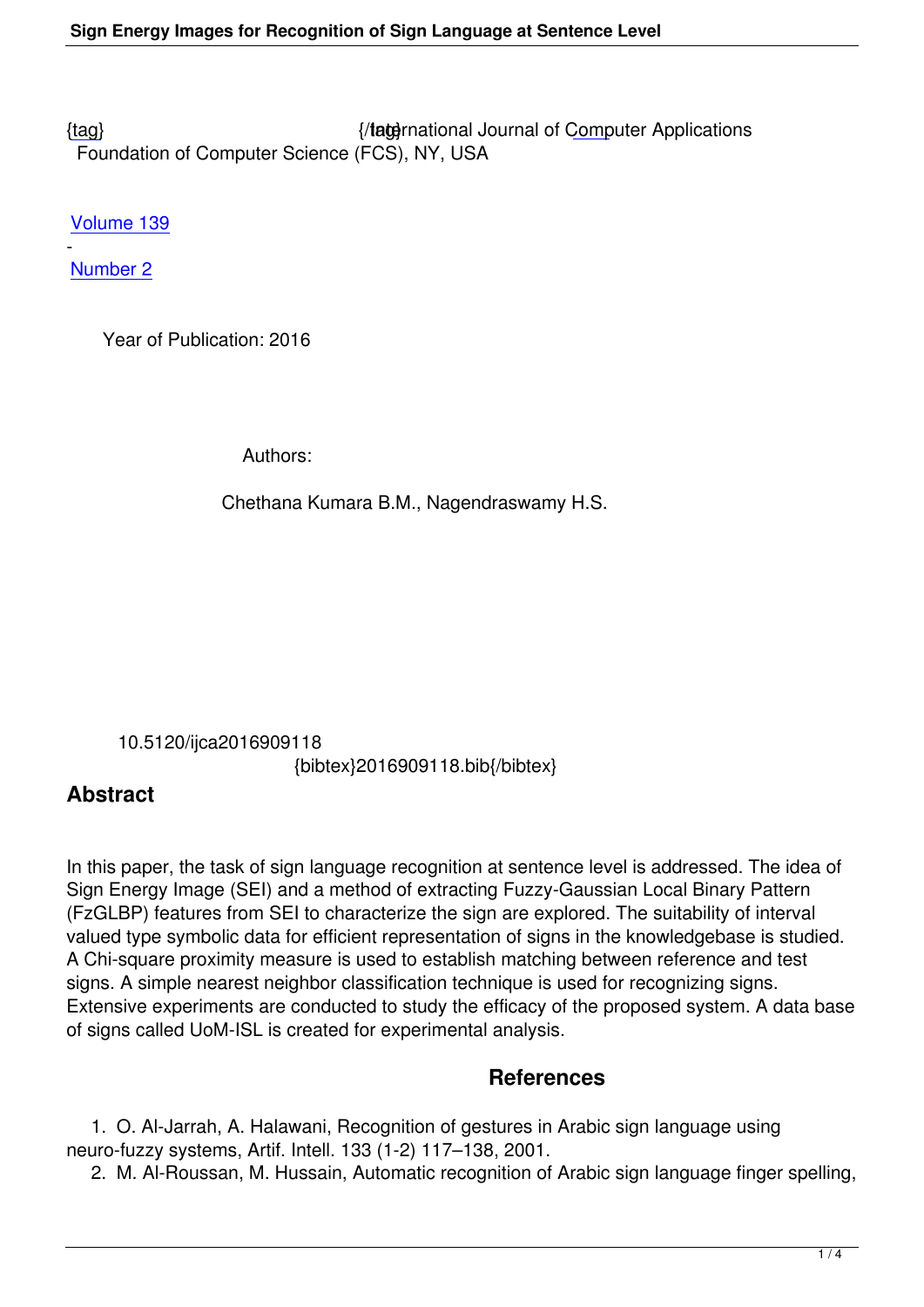{tag} {/tag} International Journal of Computer Applications
Foundation of Computer Science (FCS), NY, USA

Volume 139
-
Number 2

Year of Publication: 2016

Authors:

Chethana Kumara B.M., Nagendraswamy H.S.

10.5120/ijca2016909118
{bibtex}2016909118.bib{/bibtex}

## Abstract

In this paper, the task of sign language recognition at sentence level is addressed. The idea of Sign Energy Image (SEI) and a method of extracting Fuzzy-Gaussian Local Binary Pattern (FzGLBP) features from SEI to characterize the sign are explored. The suitability of interval valued type symbolic data for efficient representation of signs in the knowledgebase is studied. A Chi-square proximity measure is used to establish matching between reference and test signs. A simple nearest neighbor classification technique is used for recognizing signs. Extensive experiments are conducted to study the efficacy of the proposed system. A data base of signs called UoM-ISL is created for experimental analysis.

## References

1. O. Al-Jarrah, A. Halawani, Recognition of gestures in Arabic sign language using neuro-fuzzy systems, Artif. Intell. 133 (1-2) 117–138, 2001.
2. M. Al-Roussan, M. Hussain, Automatic recognition of Arabic sign language finger spelling,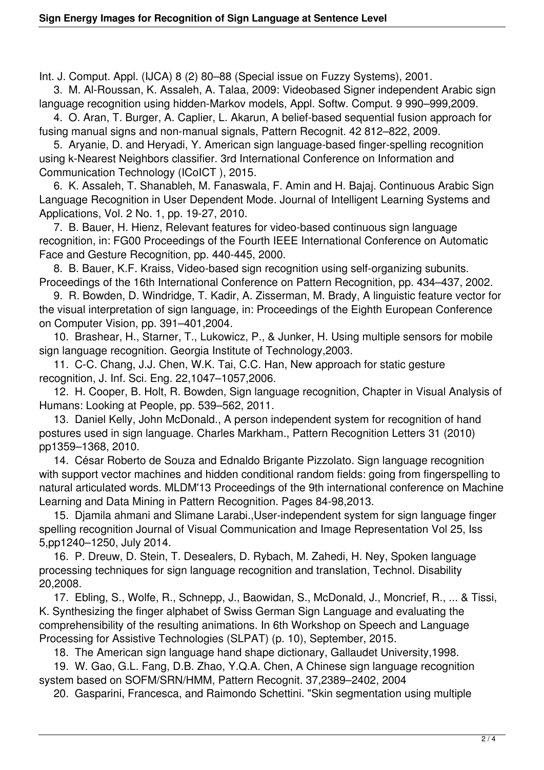Int. J. Comput. Appl. (IJCA) 8 (2) 80–88 (Special issue on Fuzzy Systems), 2001.

3. M. Al-Roussan, K. Assaleh, A. Talaa, 2009: Videobased Signer independent Arabic sign language recognition using hidden-Markov models, Appl. Softw. Comput. 9 990–999,2009.

4. O. Aran, T. Burger, A. Caplier, L. Akarun, A belief-based sequential fusion approach for fusing manual signs and non-manual signals, Pattern Recognit. 42 812–822, 2009.

5. Aryanie, D. and Heryadi, Y. American sign language-based finger-spelling recognition using k-Nearest Neighbors classifier. 3rd International Conference on Information and Communication Technology (ICoICT ), 2015.

6. K. Assaleh, T. Shanableh, M. Fanaswala, F. Amin and H. Bajaj. Continuous Arabic Sign Language Recognition in User Dependent Mode. Journal of Intelligent Learning Systems and Applications, Vol. 2 No. 1, pp. 19-27, 2010.

7. B. Bauer, H. Hienz, Relevant features for video-based continuous sign language recognition, in: FG00 Proceedings of the Fourth IEEE International Conference on Automatic Face and Gesture Recognition, pp. 440-445, 2000.

8. B. Bauer, K.F. Kraiss, Video-based sign recognition using self-organizing subunits. Proceedings of the 16th International Conference on Pattern Recognition, pp. 434–437, 2002.

9. R. Bowden, D. Windridge, T. Kadir, A. Zisserman, M. Brady, A linguistic feature vector for the visual interpretation of sign language, in: Proceedings of the Eighth European Conference on Computer Vision, pp. 391–401,2004.

10. Brashear, H., Starner, T., Lukowicz, P., & Junker, H. Using multiple sensors for mobile sign language recognition. Georgia Institute of Technology,2003.

11. C-C. Chang, J.J. Chen, W.K. Tai, C.C. Han, New approach for static gesture recognition, J. Inf. Sci. Eng. 22,1047–1057,2006.

12. H. Cooper, B. Holt, R. Bowden, Sign language recognition, Chapter in Visual Analysis of Humans: Looking at People, pp. 539–562, 2011.

13. Daniel Kelly, John McDonald., A person independent system for recognition of hand postures used in sign language. Charles Markham., Pattern Recognition Letters 31 (2010) pp1359–1368, 2010.

14. César Roberto de Souza and Ednaldo Brigante Pizzolato. Sign language recognition with support vector machines and hidden conditional random fields: going from fingerspelling to natural articulated words. MLDM'13 Proceedings of the 9th international conference on Machine Learning and Data Mining in Pattern Recognition. Pages 84-98,2013.

15. Djamila ahmani and Slimane Larabi.,User-independent system for sign language finger spelling recognition Journal of Visual Communication and Image Representation Vol 25, Iss 5,pp1240–1250, July 2014.

16. P. Dreuw, D. Stein, T. Desealers, D. Rybach, M. Zahedi, H. Ney, Spoken language processing techniques for sign language recognition and translation, Technol. Disability 20,2008.

17. Ebling, S., Wolfe, R., Schnepp, J., Baowidan, S., McDonald, J., Moncrief, R., ... & Tissi, K. Synthesizing the finger alphabet of Swiss German Sign Language and evaluating the comprehensibility of the resulting animations. In 6th Workshop on Speech and Language Processing for Assistive Technologies (SLPAT) (p. 10), September, 2015.

18. The American sign language hand shape dictionary, Gallaudet University,1998.

19. W. Gao, G.L. Fang, D.B. Zhao, Y.Q.A. Chen, A Chinese sign language recognition system based on SOFM/SRN/HMM, Pattern Recognit. 37,2389–2402, 2004

20. Gasparini, Francesca, and Raimondo Schettini. "Skin segmentation using multiple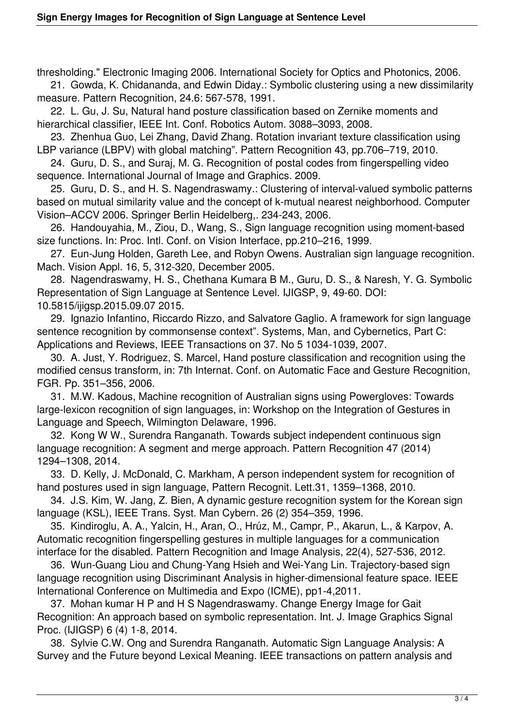thresholding." Electronic Imaging 2006. International Society for Optics and Photonics, 2006.

21. Gowda, K. Chidananda, and Edwin Diday.: Symbolic clustering using a new dissimilarity measure. Pattern Recognition, 24.6: 567-578, 1991.

22. L. Gu, J. Su, Natural hand posture classification based on Zernike moments and hierarchical classifier, IEEE Int. Conf. Robotics Autom. 3088–3093, 2008.

23. Zhenhua Guo, Lei Zhang, David Zhang. Rotation invariant texture classification using LBP variance (LBPV) with global matching". Pattern Recognition 43, pp.706–719, 2010.

24. Guru, D. S., and Suraj, M. G. Recognition of postal codes from fingerspelling video sequence. International Journal of Image and Graphics. 2009.

25. Guru, D. S., and H. S. Nagendraswamy.: Clustering of interval-valued symbolic patterns based on mutual similarity value and the concept of k-mutual nearest neighborhood. Computer Vision–ACCV 2006. Springer Berlin Heidelberg,. 234-243, 2006.

26. Handouyahia, M., Ziou, D., Wang, S., Sign language recognition using moment-based size functions. In: Proc. Intl. Conf. on Vision Interface, pp.210–216, 1999.

27. Eun-Jung Holden, Gareth Lee, and Robyn Owens. Australian sign language recognition. Mach. Vision Appl. 16, 5, 312-320, December 2005.

28. Nagendraswamy, H. S., Chethana Kumara B M., Guru, D. S., & Naresh, Y. G. Symbolic Representation of Sign Language at Sentence Level. IJIGSP, 9, 49-60. DOI: 10.5815/ijigsp.2015.09.07 2015.

29. Ignazio Infantino, Riccardo Rizzo, and Salvatore Gaglio. A framework for sign language sentence recognition by commonsense context". Systems, Man, and Cybernetics, Part C: Applications and Reviews, IEEE Transactions on 37. No 5 1034-1039, 2007.

30. A. Just, Y. Rodriguez, S. Marcel, Hand posture classification and recognition using the modified census transform, in: 7th Internat. Conf. on Automatic Face and Gesture Recognition, FGR. Pp. 351–356, 2006.

31. M.W. Kadous, Machine recognition of Australian signs using Powergloves: Towards large-lexicon recognition of sign languages, in: Workshop on the Integration of Gestures in Language and Speech, Wilmington Delaware, 1996.

32. Kong W W., Surendra Ranganath. Towards subject independent continuous sign language recognition: A segment and merge approach. Pattern Recognition 47 (2014) 1294–1308, 2014.

33. D. Kelly, J. McDonald, C. Markham, A person independent system for recognition of hand postures used in sign language, Pattern Recognit. Lett.31, 1359–1368, 2010.

34. J.S. Kim, W. Jang, Z. Bien, A dynamic gesture recognition system for the Korean sign language (KSL), IEEE Trans. Syst. Man Cybern. 26 (2) 354–359, 1996.

35. Kindiroglu, A. A., Yalcin, H., Aran, O., Hrúz, M., Campr, P., Akarun, L., & Karpov, A. Automatic recognition fingerspelling gestures in multiple languages for a communication interface for the disabled. Pattern Recognition and Image Analysis, 22(4), 527-536, 2012.

36. Wun-Guang Liou and Chung-Yang Hsieh and Wei-Yang Lin. Trajectory-based sign language recognition using Discriminant Analysis in higher-dimensional feature space. IEEE International Conference on Multimedia and Expo (ICME), pp1-4,2011.

37. Mohan kumar H P and H S Nagendraswamy. Change Energy Image for Gait Recognition: An approach based on symbolic representation. Int. J. Image Graphics Signal Proc. (IJIGSP) 6 (4) 1-8, 2014.

38. Sylvie C.W. Ong and Surendra Ranganath. Automatic Sign Language Analysis: A Survey and the Future beyond Lexical Meaning. IEEE transactions on pattern analysis and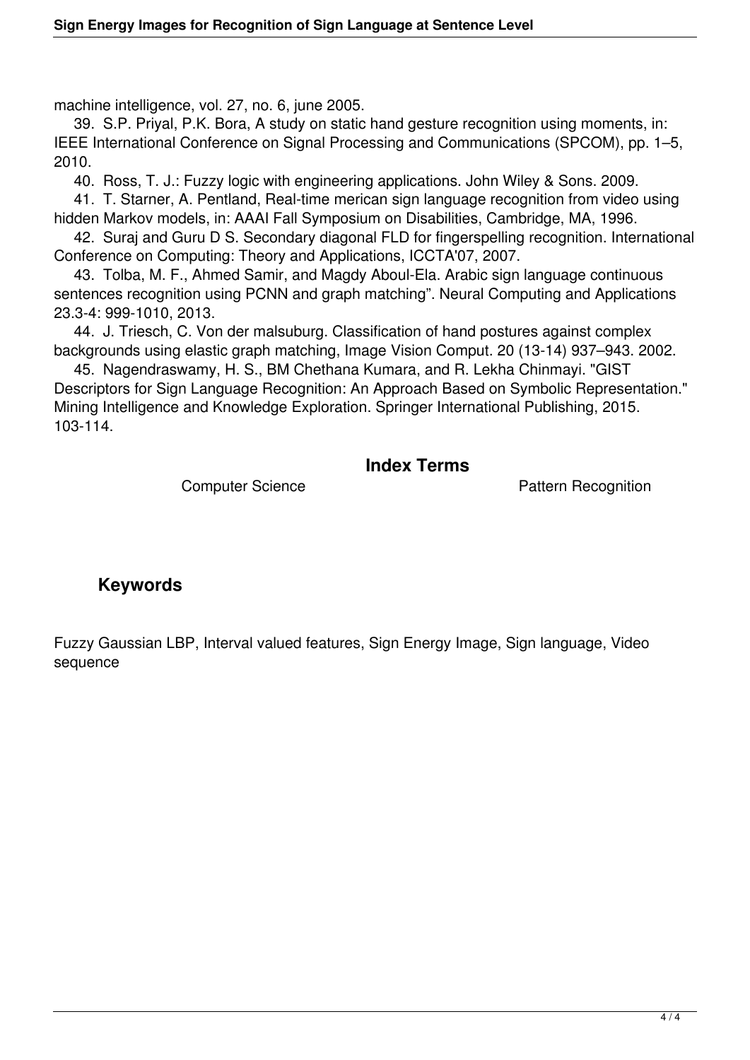machine intelligence, vol. 27, no. 6, june 2005.

39. S.P. Priyal, P.K. Bora, A study on static hand gesture recognition using moments, in: IEEE International Conference on Signal Processing and Communications (SPCOM), pp. 1–5, 2010.

40. Ross, T. J.: Fuzzy logic with engineering applications. John Wiley & Sons. 2009.

41. T. Starner, A. Pentland, Real-time merican sign language recognition from video using hidden Markov models, in: AAAI Fall Symposium on Disabilities, Cambridge, MA, 1996.

42. Suraj and Guru D S. Secondary diagonal FLD for fingerspelling recognition. International Conference on Computing: Theory and Applications, ICCTA'07, 2007.

43. Tolba, M. F., Ahmed Samir, and Magdy Aboul-Ela. Arabic sign language continuous sentences recognition using PCNN and graph matching". Neural Computing and Applications 23.3-4: 999-1010, 2013.

44. J. Triesch, C. Von der malsuburg. Classification of hand postures against complex backgrounds using elastic graph matching, Image Vision Comput. 20 (13-14) 937–943. 2002.

45. Nagendraswamy, H. S., BM Chethana Kumara, and R. Lekha Chinmayi. "GIST Descriptors for Sign Language Recognition: An Approach Based on Symbolic Representation." Mining Intelligence and Knowledge Exploration. Springer International Publishing, 2015. 103-114.

## Index Terms

Computer Science

Pattern Recognition

## Keywords

Fuzzy Gaussian LBP, Interval valued features, Sign Energy Image, Sign language, Video sequence